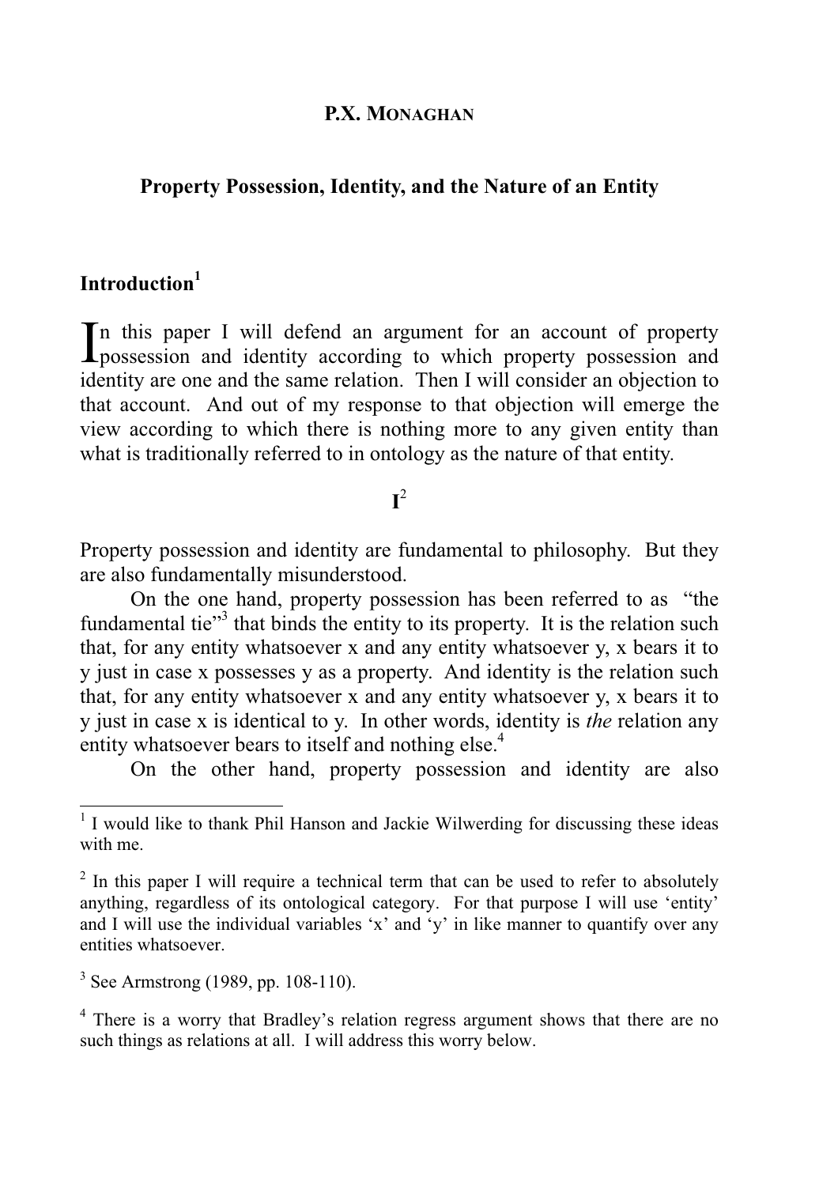**P.X. MONAGHAN**

# Property Possession, Identity, and the Nature of an Entity

## Introduction[1]

In this paper I will defend an argument for an account of property possession and identity according to which property possession and identity are one and the same relation. Then I will consider an objection to that account. And out of my response to that objection will emerge the view according to which there is nothing more to any given entity than what is traditionally referred to in ontology as the nature of that entity.

## I[2]

Property possession and identity are fundamental to philosophy. But they are also fundamentally misunderstood.

On the one hand, property possession has been referred to as "the fundamental tie"[3] that binds the entity to its property. It is the relation such that, for any entity whatsoever x and any entity whatsoever y, x bears it to y just in case x possesses y as a property. And identity is the relation such that, for any entity whatsoever x and any entity whatsoever y, x bears it to y just in case x is identical to y. In other words, identity is *the* relation any entity whatsoever bears to itself and nothing else.[4]

On the other hand, property possession and identity are also

---

[1] I would like to thank Phil Hanson and Jackie Wilwerding for discussing these ideas with me.

[2] In this paper I will require a technical term that can be used to refer to absolutely anything, regardless of its ontological category. For that purpose I will use 'entity' and I will use the individual variables 'x' and 'y' in like manner to quantify over any entities whatsoever.

[3] See Armstrong (1989, pp. 108-110).

[4] There is a worry that Bradley's relation regress argument shows that there are no such things as relations at all. I will address this worry below.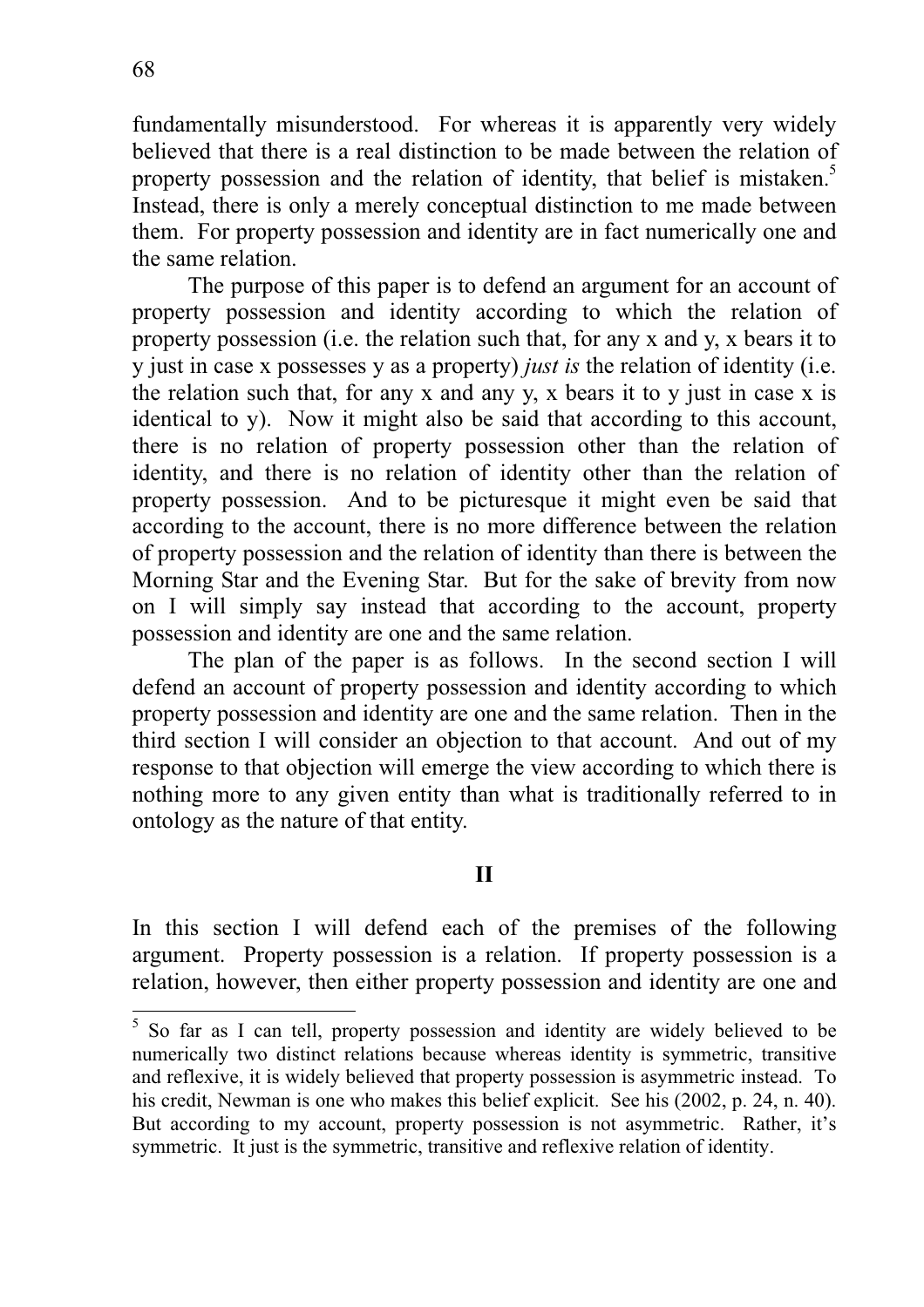fundamentally misunderstood. For whereas it is apparently very widely believed that there is a real distinction to be made between the relation of property possession and the relation of identity, that belief is mistaken.[5] Instead, there is only a merely conceptual distinction to me made between them. For property possession and identity are in fact numerically one and the same relation.

The purpose of this paper is to defend an argument for an account of property possession and identity according to which the relation of property possession (i.e. the relation such that, for any x and y, x bears it to y just in case x possesses y as a property) *just is* the relation of identity (i.e. the relation such that, for any x and any y, x bears it to y just in case x is identical to y). Now it might also be said that according to this account, there is no relation of property possession other than the relation of identity, and there is no relation of identity other than the relation of property possession. And to be picturesque it might even be said that according to the account, there is no more difference between the relation of property possession and the relation of identity than there is between the Morning Star and the Evening Star. But for the sake of brevity from now on I will simply say instead that according to the account, property possession and identity are one and the same relation.

The plan of the paper is as follows. In the second section I will defend an account of property possession and identity according to which property possession and identity are one and the same relation. Then in the third section I will consider an objection to that account. And out of my response to that objection will emerge the view according to which there is nothing more to any given entity than what is traditionally referred to in ontology as the nature of that entity.

## II

In this section I will defend each of the premises of the following argument. Property possession is a relation. If property possession is a relation, however, then either property possession and identity are one and

[5] So far as I can tell, property possession and identity are widely believed to be numerically two distinct relations because whereas identity is symmetric, transitive and reflexive, it is widely believed that property possession is asymmetric instead. To his credit, Newman is one who makes this belief explicit. See his (2002, p. 24, n. 40). But according to my account, property possession is not asymmetric. Rather, it's symmetric. It just is the symmetric, transitive and reflexive relation of identity.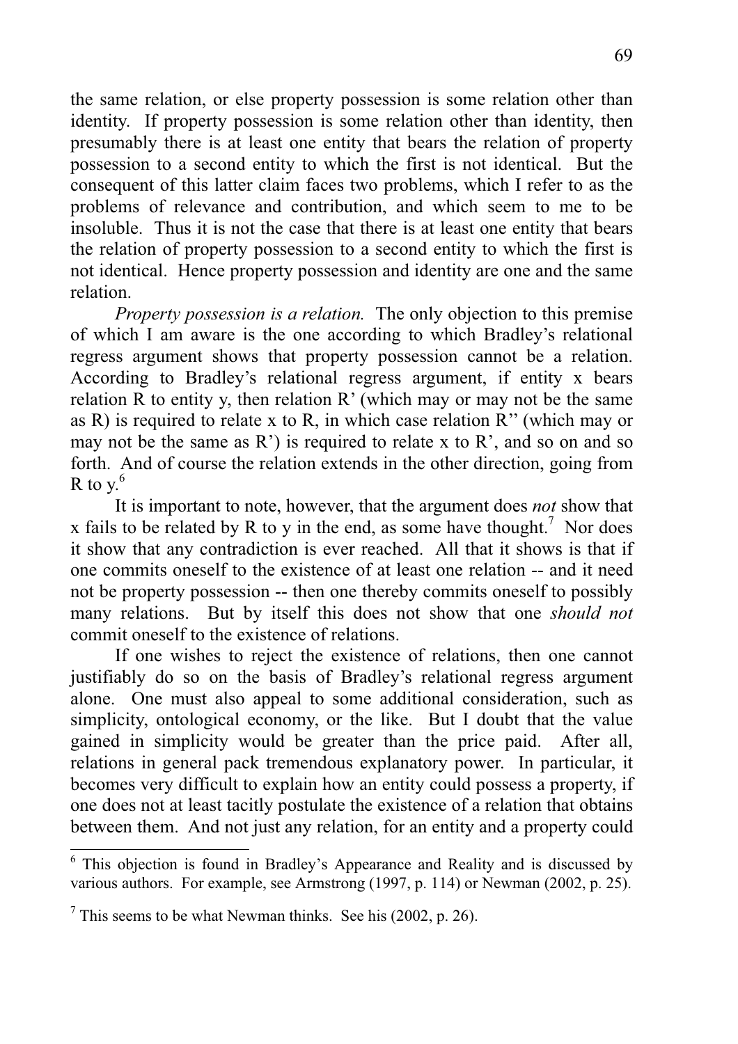the same relation, or else property possession is some relation other than identity. If property possession is some relation other than identity, then presumably there is at least one entity that bears the relation of property possession to a second entity to which the first is not identical. But the consequent of this latter claim faces two problems, which I refer to as the problems of relevance and contribution, and which seem to me to be insoluble. Thus it is not the case that there is at least one entity that bears the relation of property possession to a second entity to which the first is not identical. Hence property possession and identity are one and the same relation.

*Property possession is a relation.* The only objection to this premise of which I am aware is the one according to which Bradley's relational regress argument shows that property possession cannot be a relation. According to Bradley's relational regress argument, if entity x bears relation R to entity y, then relation R' (which may or may not be the same as R) is required to relate x to R, in which case relation R'' (which may or may not be the same as R') is required to relate x to R', and so on and so forth. And of course the relation extends in the other direction, going from R to y.[6]

It is important to note, however, that the argument does *not* show that x fails to be related by R to y in the end, as some have thought.[7] Nor does it show that any contradiction is ever reached. All that it shows is that if one commits oneself to the existence of at least one relation -- and it need not be property possession -- then one thereby commits oneself to possibly many relations. But by itself this does not show that one *should not* commit oneself to the existence of relations.

If one wishes to reject the existence of relations, then one cannot justifiably do so on the basis of Bradley's relational regress argument alone. One must also appeal to some additional consideration, such as simplicity, ontological economy, or the like. But I doubt that the value gained in simplicity would be greater than the price paid. After all, relations in general pack tremendous explanatory power. In particular, it becomes very difficult to explain how an entity could possess a property, if one does not at least tacitly postulate the existence of a relation that obtains between them. And not just any relation, for an entity and a property could

---

[6] This objection is found in Bradley's Appearance and Reality and is discussed by various authors. For example, see Armstrong (1997, p. 114) or Newman (2002, p. 25).

[7] This seems to be what Newman thinks. See his (2002, p. 26).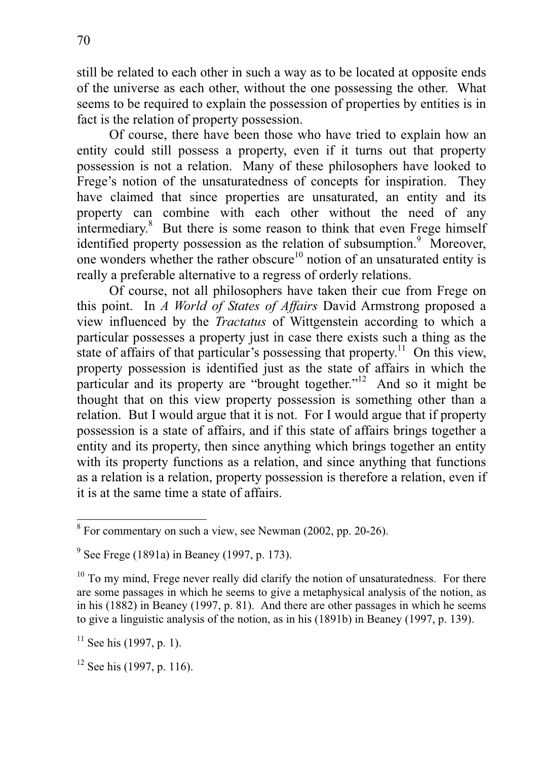still be related to each other in such a way as to be located at opposite ends of the universe as each other, without the one possessing the other. What seems to be required to explain the possession of properties by entities is in fact is the relation of property possession.

Of course, there have been those who have tried to explain how an entity could still possess a property, even if it turns out that property possession is not a relation. Many of these philosophers have looked to Frege's notion of the unsaturatedness of concepts for inspiration. They have claimed that since properties are unsaturated, an entity and its property can combine with each other without the need of any intermediary.[8] But there is some reason to think that even Frege himself identified property possession as the relation of subsumption.[9] Moreover, one wonders whether the rather obscure[10] notion of an unsaturated entity is really a preferable alternative to a regress of orderly relations.

Of course, not all philosophers have taken their cue from Frege on this point. In *A World of States of Affairs* David Armstrong proposed a view influenced by the *Tractatus* of Wittgenstein according to which a particular possesses a property just in case there exists such a thing as the state of affairs of that particular's possessing that property.[11] On this view, property possession is identified just as the state of affairs in which the particular and its property are "brought together."[12] And so it might be thought that on this view property possession is something other than a relation. But I would argue that it is not. For I would argue that if property possession is a state of affairs, and if this state of affairs brings together a entity and its property, then since anything which brings together an entity with its property functions as a relation, and since anything that functions as a relation is a relation, property possession is therefore a relation, even if it is at the same time a state of affairs.

---

[8] For commentary on such a view, see Newman (2002, pp. 20-26).

[9] See Frege (1891a) in Beaney (1997, p. 173).

[10] To my mind, Frege never really did clarify the notion of unsaturatedness. For there are some passages in which he seems to give a metaphysical analysis of the notion, as in his (1882) in Beaney (1997, p. 81). And there are other passages in which he seems to give a linguistic analysis of the notion, as in his (1891b) in Beaney (1997, p. 139).

[11] See his (1997, p. 1).

[12] See his (1997, p. 116).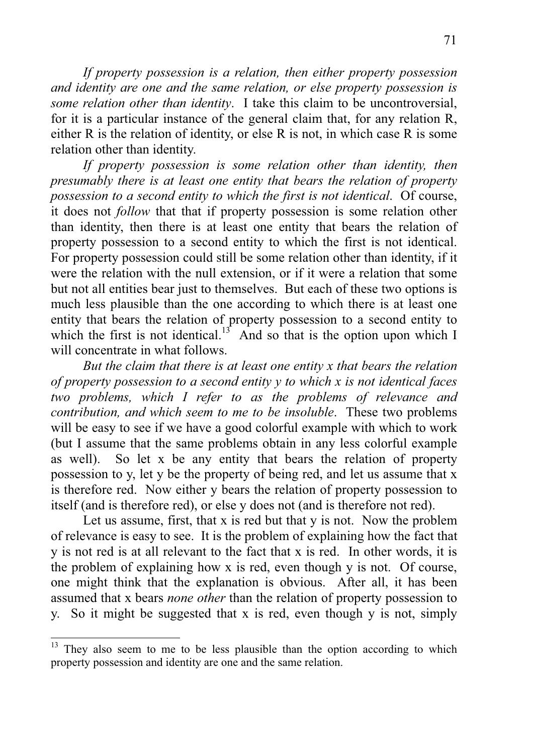*If property possession is a relation, then either property possession and identity are one and the same relation, or else property possession is some relation other than identity*. I take this claim to be uncontroversial, for it is a particular instance of the general claim that, for any relation R, either R is the relation of identity, or else R is not, in which case R is some relation other than identity.

*If property possession is some relation other than identity, then presumably there is at least one entity that bears the relation of property possession to a second entity to which the first is not identical*. Of course, it does not *follow* that that if property possession is some relation other than identity, then there is at least one entity that bears the relation of property possession to a second entity to which the first is not identical. For property possession could still be some relation other than identity, if it were the relation with the null extension, or if it were a relation that some but not all entities bear just to themselves. But each of these two options is much less plausible than the one according to which there is at least one entity that bears the relation of property possession to a second entity to which the first is not identical.[13] And so that is the option upon which I will concentrate in what follows.

*But the claim that there is at least one entity x that bears the relation of property possession to a second entity y to which x is not identical faces two problems, which I refer to as the problems of relevance and contribution, and which seem to me to be insoluble*. These two problems will be easy to see if we have a good colorful example with which to work (but I assume that the same problems obtain in any less colorful example as well). So let x be any entity that bears the relation of property possession to y, let y be the property of being red, and let us assume that x is therefore red. Now either y bears the relation of property possession to itself (and is therefore red), or else y does not (and is therefore not red).

Let us assume, first, that x is red but that y is not. Now the problem of relevance is easy to see. It is the problem of explaining how the fact that y is not red is at all relevant to the fact that x is red. In other words, it is the problem of explaining how x is red, even though y is not. Of course, one might think that the explanation is obvious. After all, it has been assumed that x bears *none other* than the relation of property possession to y. So it might be suggested that x is red, even though y is not, simply

---

[13] They also seem to me to be less plausible than the option according to which property possession and identity are one and the same relation.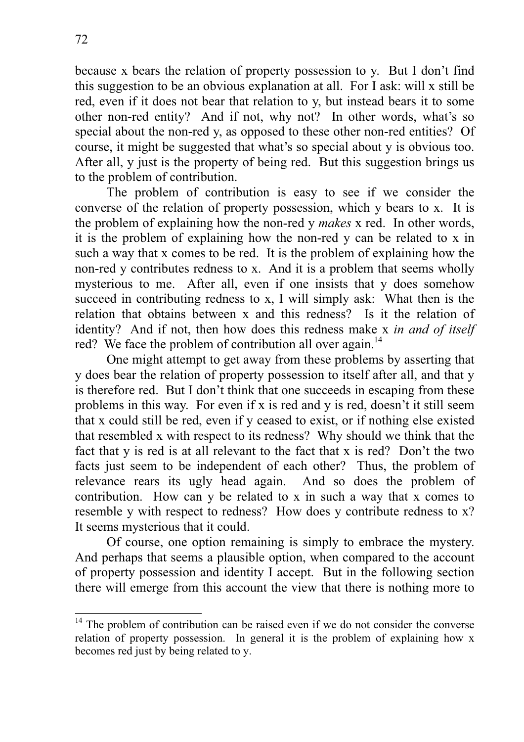because x bears the relation of property possession to y. But I don't find this suggestion to be an obvious explanation at all. For I ask: will x still be red, even if it does not bear that relation to y, but instead bears it to some other non-red entity? And if not, why not? In other words, what's so special about the non-red y, as opposed to these other non-red entities? Of course, it might be suggested that what's so special about y is obvious too. After all, y just is the property of being red. But this suggestion brings us to the problem of contribution.

The problem of contribution is easy to see if we consider the converse of the relation of property possession, which y bears to x. It is the problem of explaining how the non-red y *makes* x red. In other words, it is the problem of explaining how the non-red y can be related to x in such a way that x comes to be red. It is the problem of explaining how the non-red y contributes redness to x. And it is a problem that seems wholly mysterious to me. After all, even if one insists that y does somehow succeed in contributing redness to x, I will simply ask: What then is the relation that obtains between x and this redness? Is it the relation of identity? And if not, then how does this redness make x *in and of itself* red? We face the problem of contribution all over again.[14]

One might attempt to get away from these problems by asserting that y does bear the relation of property possession to itself after all, and that y is therefore red. But I don't think that one succeeds in escaping from these problems in this way. For even if x is red and y is red, doesn't it still seem that x could still be red, even if y ceased to exist, or if nothing else existed that resembled x with respect to its redness? Why should we think that the fact that y is red is at all relevant to the fact that x is red? Don't the two facts just seem to be independent of each other? Thus, the problem of relevance rears its ugly head again. And so does the problem of contribution. How can y be related to x in such a way that x comes to resemble y with respect to redness? How does y contribute redness to x? It seems mysterious that it could.

Of course, one option remaining is simply to embrace the mystery. And perhaps that seems a plausible option, when compared to the account of property possession and identity I accept. But in the following section there will emerge from this account the view that there is nothing more to

---

[14] The problem of contribution can be raised even if we do not consider the converse relation of property possession. In general it is the problem of explaining how x becomes red just by being related to y.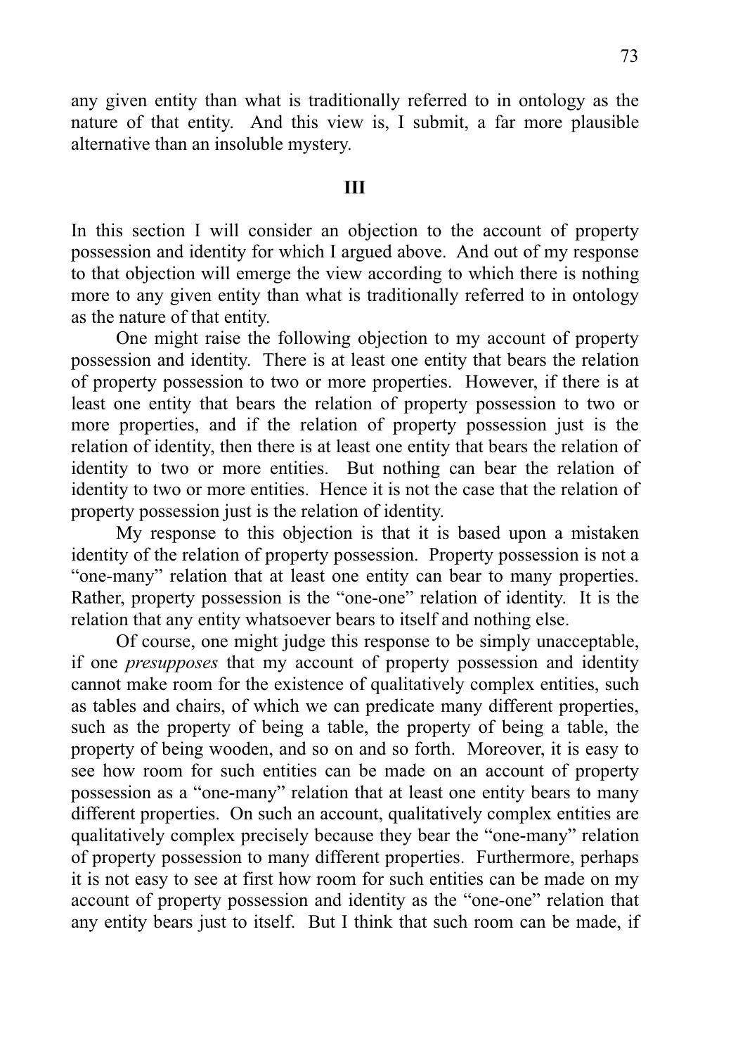any given entity than what is traditionally referred to in ontology as the nature of that entity. And this view is, I submit, a far more plausible alternative than an insoluble mystery.

## III

In this section I will consider an objection to the account of property possession and identity for which I argued above. And out of my response to that objection will emerge the view according to which there is nothing more to any given entity than what is traditionally referred to in ontology as the nature of that entity.

One might raise the following objection to my account of property possession and identity. There is at least one entity that bears the relation of property possession to two or more properties. However, if there is at least one entity that bears the relation of property possession to two or more properties, and if the relation of property possession just is the relation of identity, then there is at least one entity that bears the relation of identity to two or more entities. But nothing can bear the relation of identity to two or more entities. Hence it is not the case that the relation of property possession just is the relation of identity.

My response to this objection is that it is based upon a mistaken identity of the relation of property possession. Property possession is not a "one-many" relation that at least one entity can bear to many properties. Rather, property possession is the "one-one" relation of identity. It is the relation that any entity whatsoever bears to itself and nothing else.

Of course, one might judge this response to be simply unacceptable, if one *presupposes* that my account of property possession and identity cannot make room for the existence of qualitatively complex entities, such as tables and chairs, of which we can predicate many different properties, such as the property of being a table, the property of being a table, the property of being wooden, and so on and so forth. Moreover, it is easy to see how room for such entities can be made on an account of property possession as a "one-many" relation that at least one entity bears to many different properties. On such an account, qualitatively complex entities are qualitatively complex precisely because they bear the "one-many" relation of property possession to many different properties. Furthermore, perhaps it is not easy to see at first how room for such entities can be made on my account of property possession and identity as the "one-one" relation that any entity bears just to itself. But I think that such room can be made, if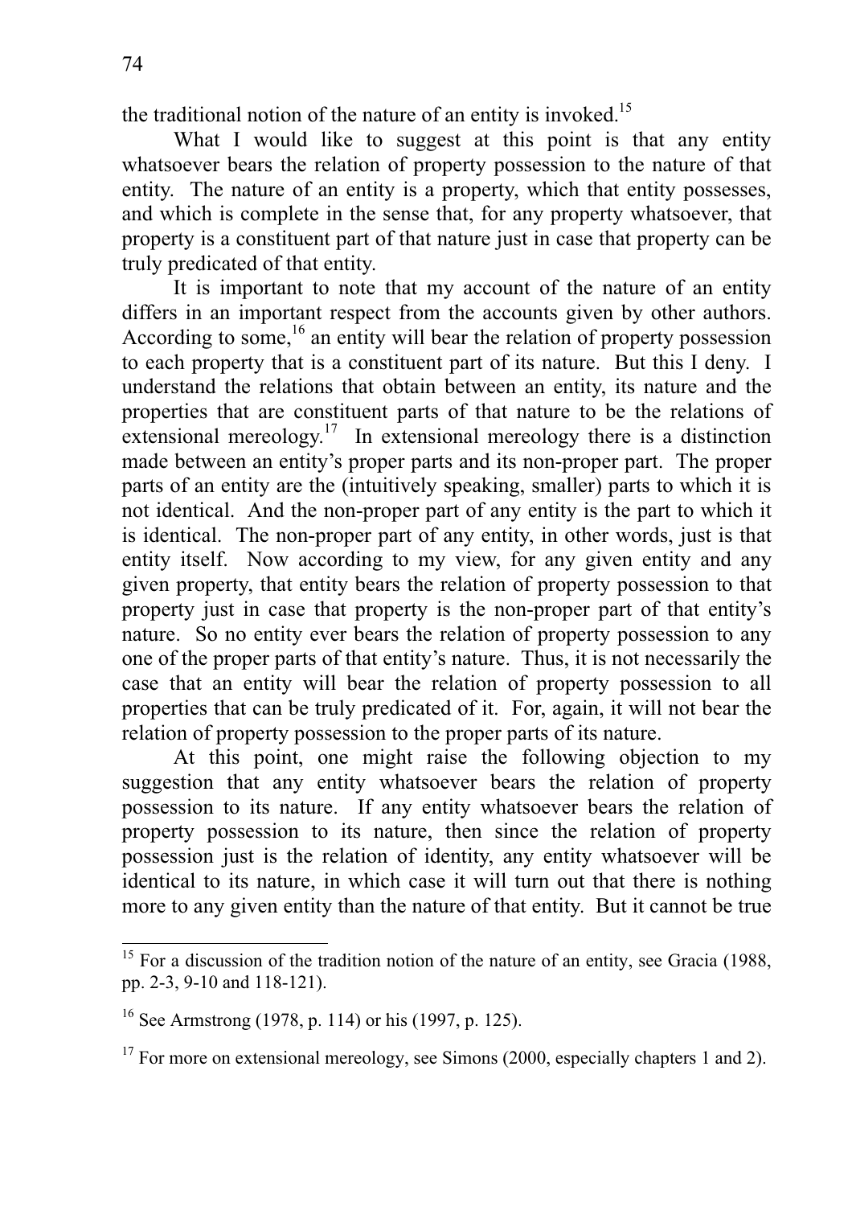the traditional notion of the nature of an entity is invoked.[15]

What I would like to suggest at this point is that any entity whatsoever bears the relation of property possession to the nature of that entity. The nature of an entity is a property, which that entity possesses, and which is complete in the sense that, for any property whatsoever, that property is a constituent part of that nature just in case that property can be truly predicated of that entity.

It is important to note that my account of the nature of an entity differs in an important respect from the accounts given by other authors. According to some,[16] an entity will bear the relation of property possession to each property that is a constituent part of its nature. But this I deny. I understand the relations that obtain between an entity, its nature and the properties that are constituent parts of that nature to be the relations of extensional mereology.[17] In extensional mereology there is a distinction made between an entity's proper parts and its non-proper part. The proper parts of an entity are the (intuitively speaking, smaller) parts to which it is not identical. And the non-proper part of any entity is the part to which it is identical. The non-proper part of any entity, in other words, just is that entity itself. Now according to my view, for any given entity and any given property, that entity bears the relation of property possession to that property just in case that property is the non-proper part of that entity's nature. So no entity ever bears the relation of property possession to any one of the proper parts of that entity's nature. Thus, it is not necessarily the case that an entity will bear the relation of property possession to all properties that can be truly predicated of it. For, again, it will not bear the relation of property possession to the proper parts of its nature.

At this point, one might raise the following objection to my suggestion that any entity whatsoever bears the relation of property possession to its nature. If any entity whatsoever bears the relation of property possession to its nature, then since the relation of property possession just is the relation of identity, any entity whatsoever will be identical to its nature, in which case it will turn out that there is nothing more to any given entity than the nature of that entity. But it cannot be true

---

[15] For a discussion of the tradition notion of the nature of an entity, see Gracia (1988, pp. 2-3, 9-10 and 118-121).

[16] See Armstrong (1978, p. 114) or his (1997, p. 125).

[17] For more on extensional mereology, see Simons (2000, especially chapters 1 and 2).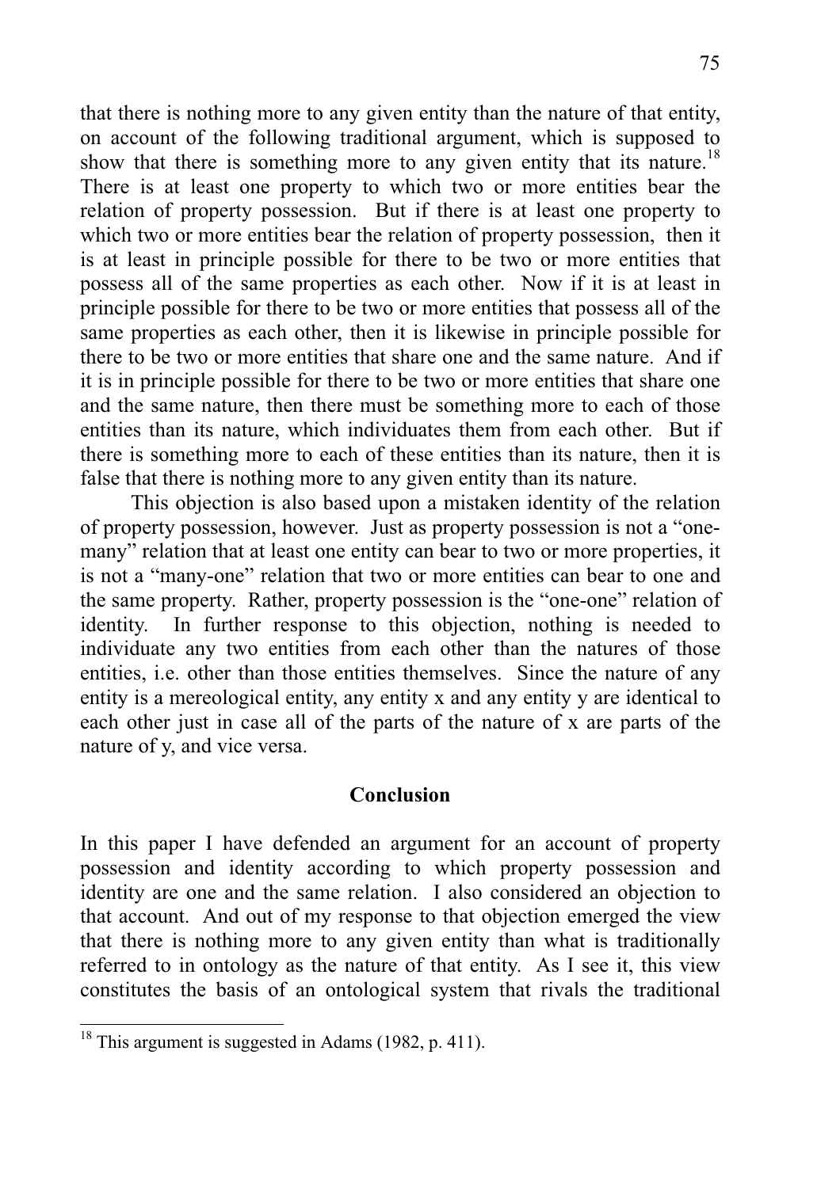that there is nothing more to any given entity than the nature of that entity, on account of the following traditional argument, which is supposed to show that there is something more to any given entity that its nature.[18] There is at least one property to which two or more entities bear the relation of property possession. But if there is at least one property to which two or more entities bear the relation of property possession, then it is at least in principle possible for there to be two or more entities that possess all of the same properties as each other. Now if it is at least in principle possible for there to be two or more entities that possess all of the same properties as each other, then it is likewise in principle possible for there to be two or more entities that share one and the same nature. And if it is in principle possible for there to be two or more entities that share one and the same nature, then there must be something more to each of those entities than its nature, which individuates them from each other. But if there is something more to each of these entities than its nature, then it is false that there is nothing more to any given entity than its nature.

This objection is also based upon a mistaken identity of the relation of property possession, however. Just as property possession is not a "one-many" relation that at least one entity can bear to two or more properties, it is not a "many-one" relation that two or more entities can bear to one and the same property. Rather, property possession is the "one-one" relation of identity. In further response to this objection, nothing is needed to individuate any two entities from each other than the natures of those entities, i.e. other than those entities themselves. Since the nature of any entity is a mereological entity, any entity x and any entity y are identical to each other just in case all of the parts of the nature of x are parts of the nature of y, and vice versa.

## Conclusion

In this paper I have defended an argument for an account of property possession and identity according to which property possession and identity are one and the same relation. I also considered an objection to that account. And out of my response to that objection emerged the view that there is nothing more to any given entity than what is traditionally referred to in ontology as the nature of that entity. As I see it, this view constitutes the basis of an ontological system that rivals the traditional

[18] This argument is suggested in Adams (1982, p. 411).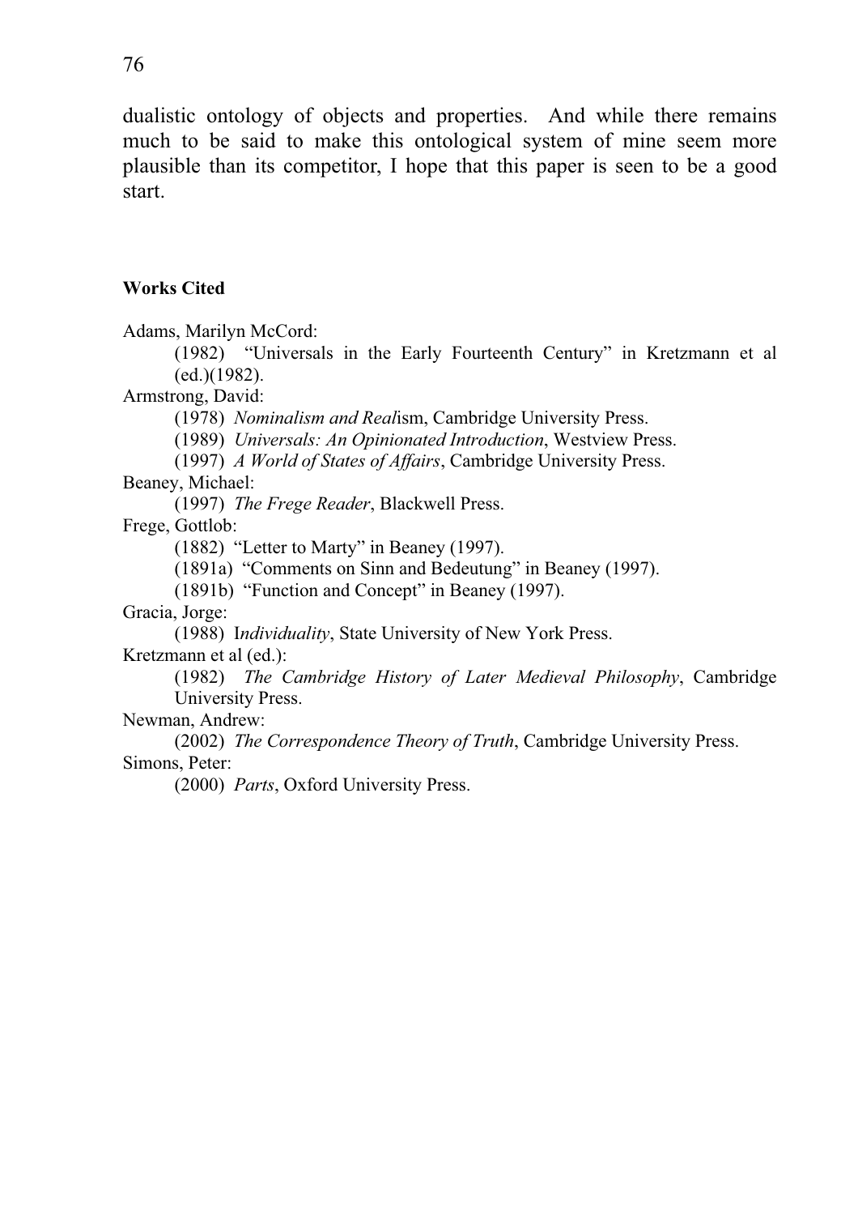dualistic ontology of objects and properties. And while there remains much to be said to make this ontological system of mine seem more plausible than its competitor, I hope that this paper is seen to be a good start.

**Works Cited**

Adams, Marilyn McCord:

(1982) "Universals in the Early Fourteenth Century" in Kretzmann et al (ed.)(1982).

Armstrong, David:

(1978) *Nominalism and Real*ism, Cambridge University Press.

(1989) *Universals: An Opinionated Introduction*, Westview Press.

(1997) *A World of States of Affairs*, Cambridge University Press.

Beaney, Michael:

(1997) *The Frege Reader*, Blackwell Press.

Frege, Gottlob:

(1882) "Letter to Marty" in Beaney (1997).

(1891a) "Comments on Sinn and Bedeutung" in Beaney (1997).

(1891b) "Function and Concept" in Beaney (1997).

Gracia, Jorge:

(1988) I*ndividuality*, State University of New York Press.

Kretzmann et al (ed.):

(1982) *The Cambridge History of Later Medieval Philosophy*, Cambridge University Press.

Newman, Andrew:

(2002) *The Correspondence Theory of Truth*, Cambridge University Press.

Simons, Peter:

(2000) *Parts*, Oxford University Press.